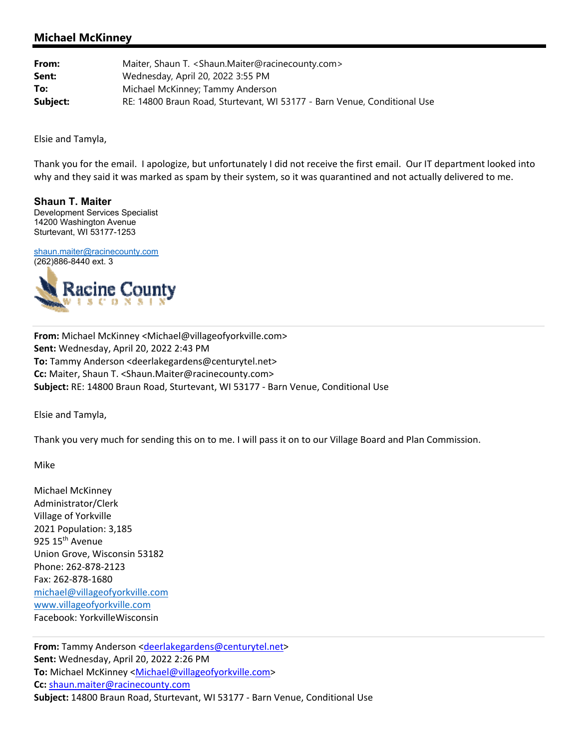## Michael McKinney

**From:** Maiter, Shaun T. <Shaun.Maiter@racinecounty.com>
**Sent:** Wednesday, April 20, 2022 3:55 PM
**To:** Michael McKinney; Tammy Anderson
**Subject:** RE: 14800 Braun Road, Sturtevant, WI 53177 - Barn Venue, Conditional Use

Elsie and Tamyla,

Thank you for the email. I apologize, but unfortunately I did not receive the first email. Our IT department looked into why and they said it was marked as spam by their system, so it was quarantined and not actually delivered to me.

**Shaun T. Maiter**
Development Services Specialist
14200 Washington Avenue
Sturtevant, WI 53177-1253

shaun.maiter@racinecounty.com
(262)886-8440 ext. 3

Racine County
WISCONSIN

---

**From:** Michael McKinney <Michael@villageofyorkville.com>
**Sent:** Wednesday, April 20, 2022 2:43 PM
**To:** Tammy Anderson <deerlakegardens@centurytel.net>
**Cc:** Maiter, Shaun T. <Shaun.Maiter@racinecounty.com>
**Subject:** RE: 14800 Braun Road, Sturtevant, WI 53177 - Barn Venue, Conditional Use

Elsie and Tamyla,

Thank you very much for sending this on to me. I will pass it on to our Village Board and Plan Commission.

Mike

Michael McKinney
Administrator/Clerk
Village of Yorkville
2021 Population: 3,185
925 15th Avenue
Union Grove, Wisconsin 53182
Phone: 262-878-2123
Fax: 262-878-1680
michael@villageofyorkville.com
www.villageofyorkville.com
Facebook: YorkvilleWisconsin

---

**From:** Tammy Anderson <deerlakegardens@centurytel.net>
**Sent:** Wednesday, April 20, 2022 2:26 PM
**To:** Michael McKinney <Michael@villageofyorkville.com>
**Cc:** shaun.maiter@racinecounty.com
**Subject:** 14800 Braun Road, Sturtevant, WI 53177 - Barn Venue, Conditional Use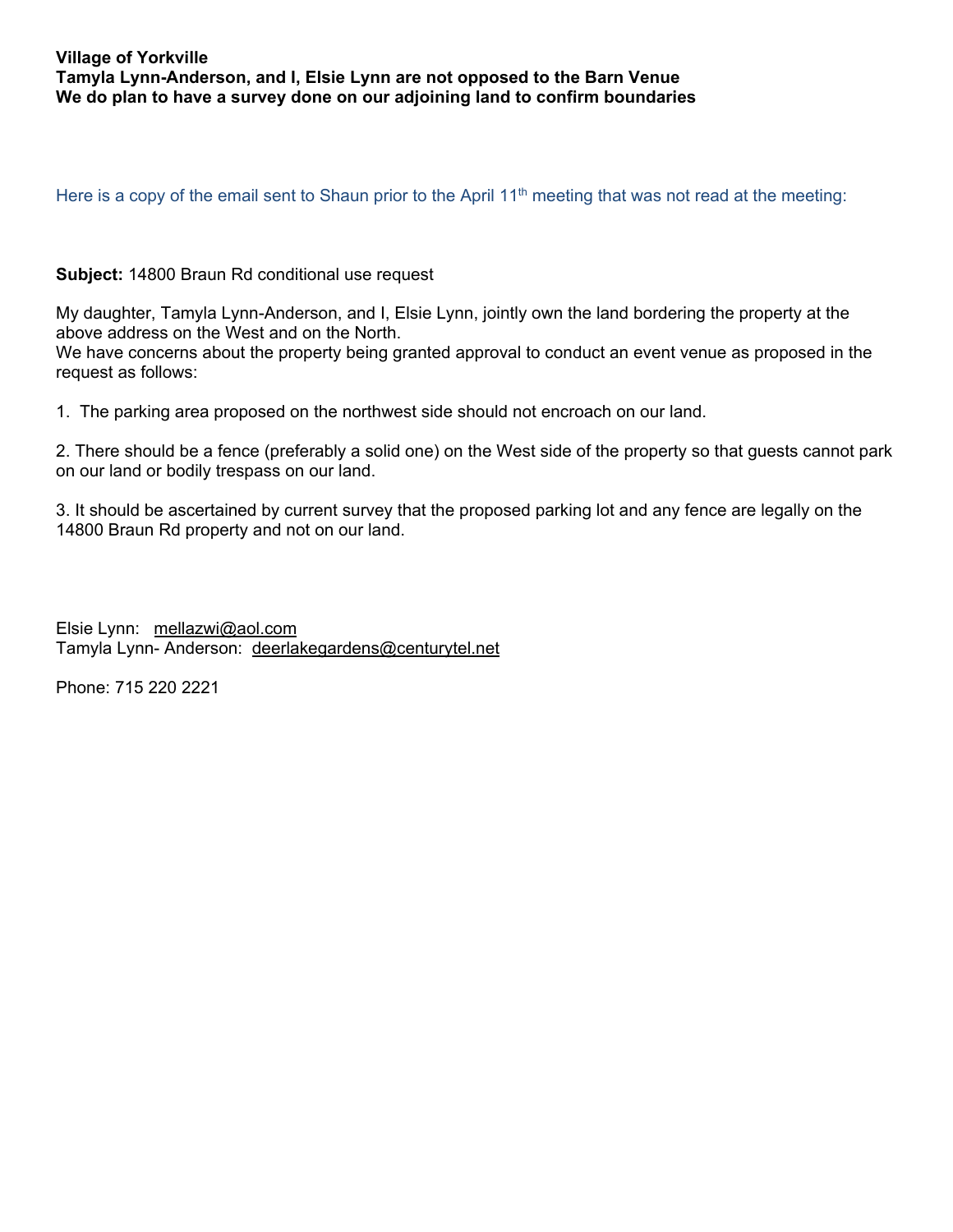**Village of Yorkville**
**Tamyla Lynn-Anderson, and I, Elsie Lynn are not opposed to the Barn Venue**
**We do plan to have a survey done on our adjoining land to confirm boundaries**

Here is a copy of the email sent to Shaun prior to the April 11th meeting that was not read at the meeting:

**Subject:** 14800 Braun Rd conditional use request

My daughter, Tamyla Lynn-Anderson, and I, Elsie Lynn, jointly own the land bordering the property at the above address on the West and on the North.
We have concerns about the property being granted approval to conduct an event venue as proposed in the request as follows:

1. The parking area proposed on the northwest side should not encroach on our land.

2. There should be a fence (preferably a solid one) on the West side of the property so that guests cannot park on our land or bodily trespass on our land.

3. It should be ascertained by current survey that the proposed parking lot and any fence are legally on the 14800 Braun Rd property and not on our land.

Elsie Lynn: mellazwi@aol.com
Tamyla Lynn- Anderson: deerlakegardens@centurytel.net

Phone: 715 220 2221